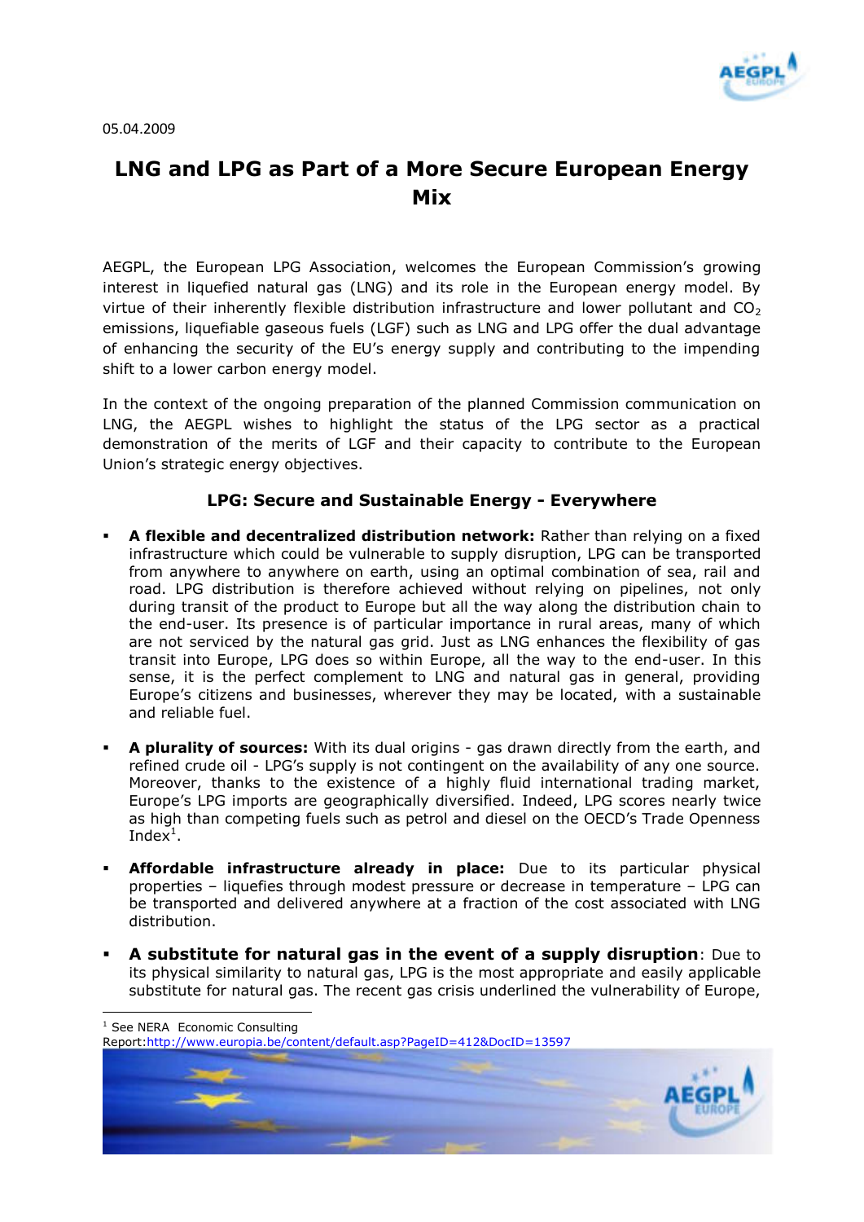05.04.2009

# LNG and LPG as Part of a More Secure European Energy Mix

AEGPL, the European LPG Association, welcomes the European Commission's growing interest in liquefied natural gas (LNG) and its role in the European energy model. By virtue of their inherently flexible distribution infrastructure and lower pollutant and $CO_2$ emissions, liquefiable gaseous fuels (LGF) such as LNG and LPG offer the dual advantage of enhancing the security of the EU's energy supply and contributing to the impending shift to a lower carbon energy model.

In the context of the ongoing preparation of the planned Commission communication on LNG, the AEGPL wishes to highlight the status of the LPG sector as a practical demonstration of the merits of LGF and their capacity to contribute to the European Union's strategic energy objectives.

### LPG: Secure and Sustainable Energy - Everywhere

- **A flexible and decentralized distribution network:** Rather than relying on a fixed infrastructure which could be vulnerable to supply disruption, LPG can be transported from anywhere to anywhere on earth, using an optimal combination of sea, rail and road. LPG distribution is therefore achieved without relying on pipelines, not only during transit of the product to Europe but all the way along the distribution chain to the end-user. Its presence is of particular importance in rural areas, many of which are not serviced by the natural gas grid. Just as LNG enhances the flexibility of gas transit into Europe, LPG does so within Europe, all the way to the end-user. In this sense, it is the perfect complement to LNG and natural gas in general, providing Europe's citizens and businesses, wherever they may be located, with a sustainable and reliable fuel.

- **A plurality of sources:** With its dual origins - gas drawn directly from the earth, and refined crude oil - LPG's supply is not contingent on the availability of any one source. Moreover, thanks to the existence of a highly fluid international trading market, Europe's LPG imports are geographically diversified. Indeed, LPG scores nearly twice as high than competing fuels such as petrol and diesel on the OECD's Trade Openness Index[1].

- **Affordable infrastructure already in place:** Due to its particular physical properties – liquefies through modest pressure or decrease in temperature – LPG can be transported and delivered anywhere at a fraction of the cost associated with LNG distribution.

- **A substitute for natural gas in the event of a supply disruption**: Due to its physical similarity to natural gas, LPG is the most appropriate and easily applicable substitute for natural gas. The recent gas crisis underlined the vulnerability of Europe,

[1] See NERA Economic Consulting Report:http://www.europia.be/content/default.asp?PageID=412&DocID=13597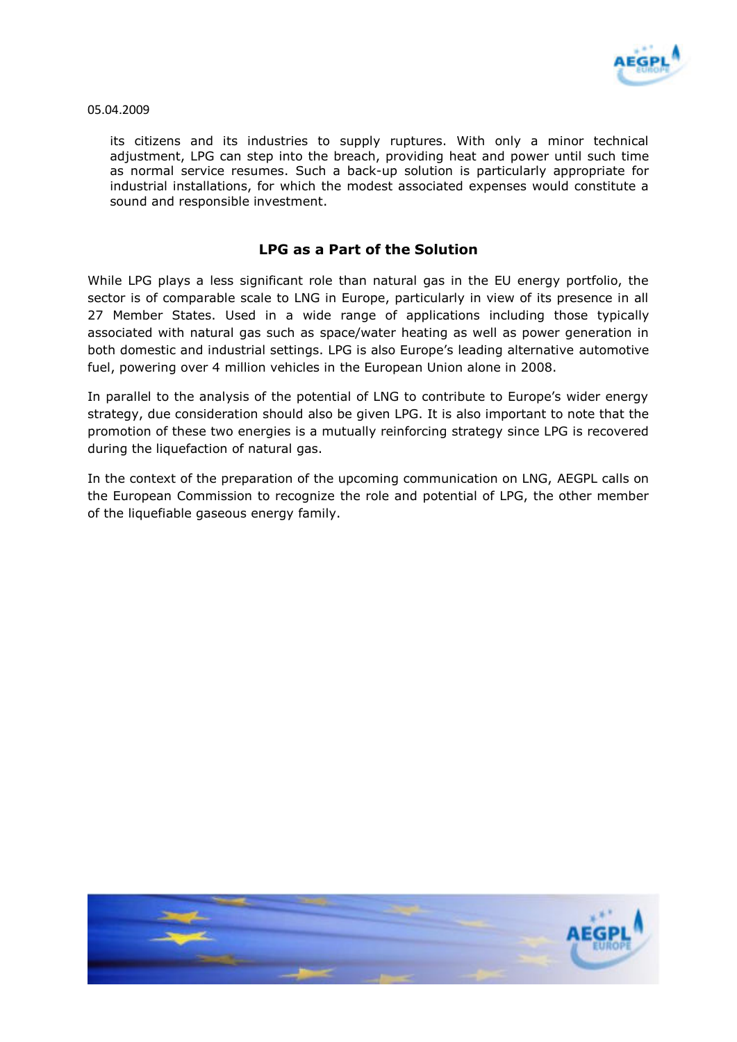05.04.2009

its citizens and its industries to supply ruptures. With only a minor technical adjustment, LPG can step into the breach, providing heat and power until such time as normal service resumes. Such a back-up solution is particularly appropriate for industrial installations, for which the modest associated expenses would constitute a sound and responsible investment.

## LPG as a Part of the Solution

While LPG plays a less significant role than natural gas in the EU energy portfolio, the sector is of comparable scale to LNG in Europe, particularly in view of its presence in all 27 Member States. Used in a wide range of applications including those typically associated with natural gas such as space/water heating as well as power generation in both domestic and industrial settings. LPG is also Europe's leading alternative automotive fuel, powering over 4 million vehicles in the European Union alone in 2008.

In parallel to the analysis of the potential of LNG to contribute to Europe's wider energy strategy, due consideration should also be given LPG. It is also important to note that the promotion of these two energies is a mutually reinforcing strategy since LPG is recovered during the liquefaction of natural gas.

In the context of the preparation of the upcoming communication on LNG, AEGPL calls on the European Commission to recognize the role and potential of LPG, the other member of the liquefiable gaseous energy family.